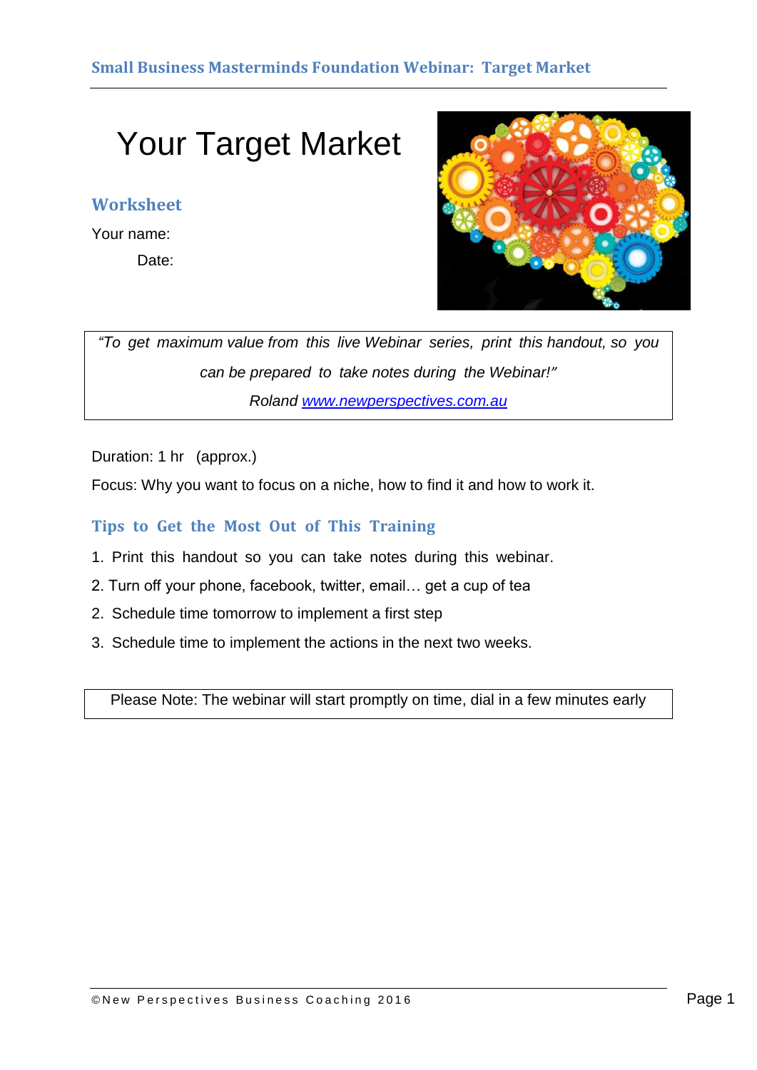# Your Target Market

## Worksheet

Your name:

Date:

> *"To get maximum value from this live Webinar series, print this handout, so you can be prepared to take notes during the Webinar!"*
>
> *Roland [www.newperspectives.com.au](http://www.newperspectives.com.au)*

Duration: 1 hr (approx.)

Focus: Why you want to focus on a niche, how to find it and how to work it.

## Tips to Get the Most Out of This Training

1. Print this handout so you can take notes during this webinar.
2. Turn off your phone, facebook, twitter, email… get a cup of tea
2. Schedule time tomorrow to implement a first step
3. Schedule time to implement the actions in the next two weeks.

Please Note: The webinar will start promptly on time, dial in a few minutes early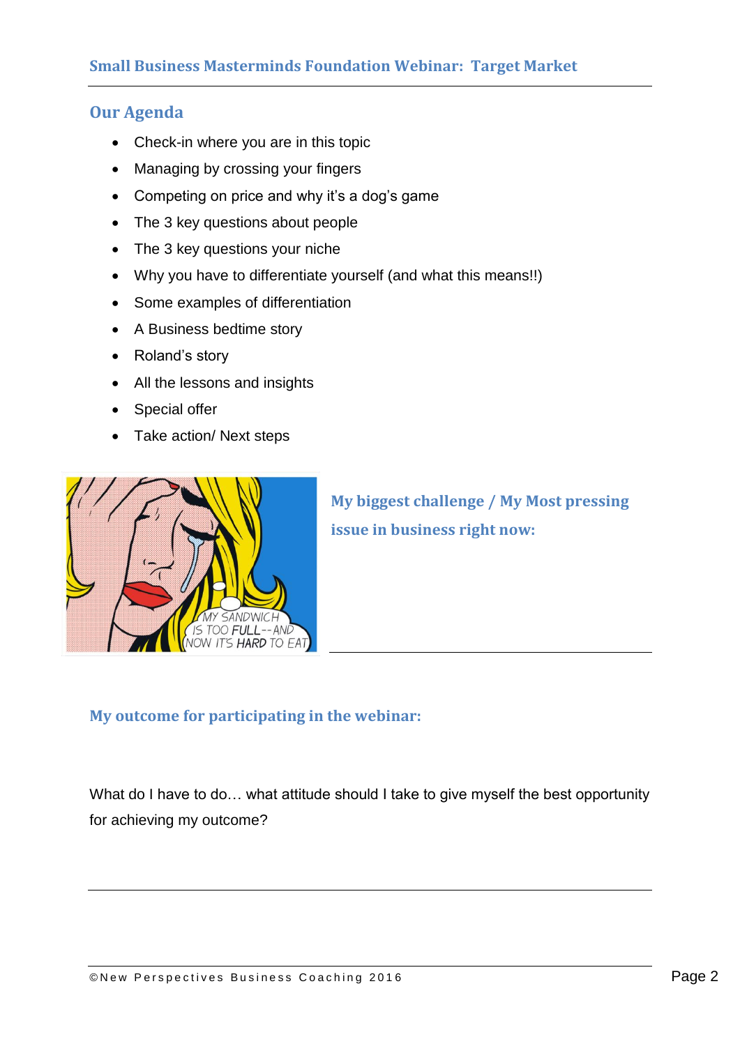## Our Agenda

- Check-in where you are in this topic
- Managing by crossing your fingers
- Competing on price and why it's a dog's game
- The 3 key questions about people
- The 3 key questions your niche
- Why you have to differentiate yourself (and what this means!!)
- Some examples of differentiation
- A Business bedtime story
- Roland's story
- All the lessons and insights
- Special offer
- Take action/ Next steps

### My biggest challenge / My Most pressing issue in business right now:

### My outcome for participating in the webinar:

What do I have to do… what attitude should I take to give myself the best opportunity for achieving my outcome?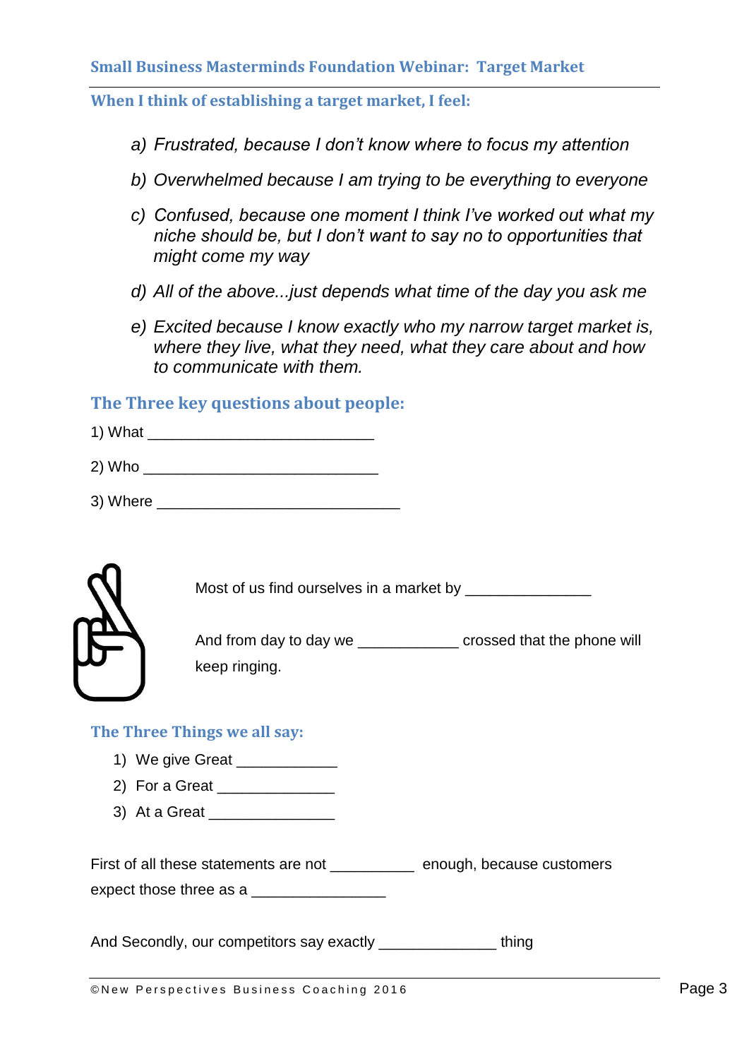**Small Business Masterminds Foundation Webinar: Target Market**

**When I think of establishing a target market, I feel:**

a) *Frustrated, because I don't know where to focus my attention*

b) *Overwhelmed because I am trying to be everything to everyone*

c) *Confused, because one moment I think I've worked out what my niche should be, but I don't want to say no to opportunities that might come my way*

d) *All of the above...just depends what time of the day you ask me*

e) *Excited because I know exactly who my narrow target market is, where they live, what they need, what they care about and how to communicate with them.*

## The Three key questions about people:

1) What ___________________________

2) Who ____________________________

3) Where _____________________________

Most of us find ourselves in a market by _______________

And from day to day we ____________ crossed that the phone will keep ringing.

### The Three Things we all say:

1) We give Great ____________
2) For a Great ______________
3) At a Great _______________

First of all these statements are not __________ enough, because customers expect those three as a ________________

And Secondly, our competitors say exactly ______________ thing

©New Perspectives Business Coaching 2016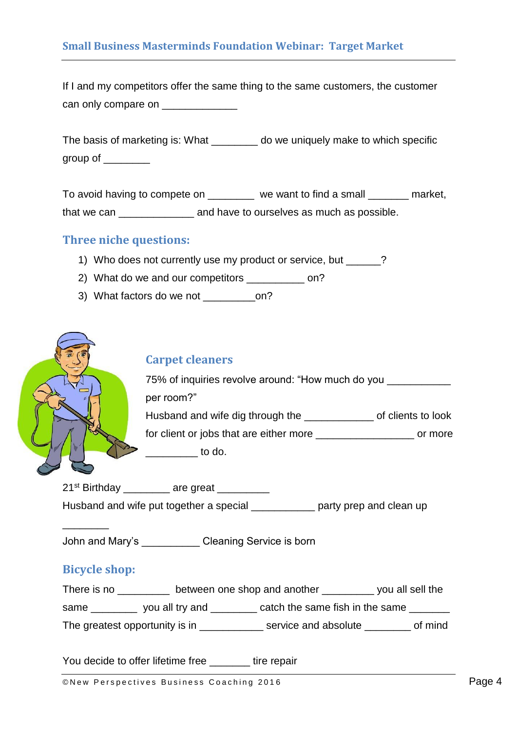If I and my competitors offer the same thing to the same customers, the customer can only compare on _____________

The basis of marketing is: What ________ do we uniquely make to which specific group of ________

To avoid having to compete on ________ we want to find a small _______ market, that we can _____________ and have to ourselves as much as possible.

## Three niche questions:

1) Who does not currently use my product or service, but ______?
2) What do we and our competitors __________ on?
3) What factors do we not _________on?

## Carpet cleaners

75% of inquiries revolve around: "How much do you ___________ per room?"

Husband and wife dig through the ____________ of clients to look for client or jobs that are either more ________________ or more _________ to do.

21st Birthday ________ are great _________

Husband and wife put together a special ___________ party prep and clean up ________

John and Mary's __________ Cleaning Service is born

## Bicycle shop:

There is no _________ between one shop and another _________ you all sell the same ________ you all try and ________ catch the same fish in the same _______

The greatest opportunity is in ___________ service and absolute ________ of mind

You decide to offer lifetime free _______ tire repair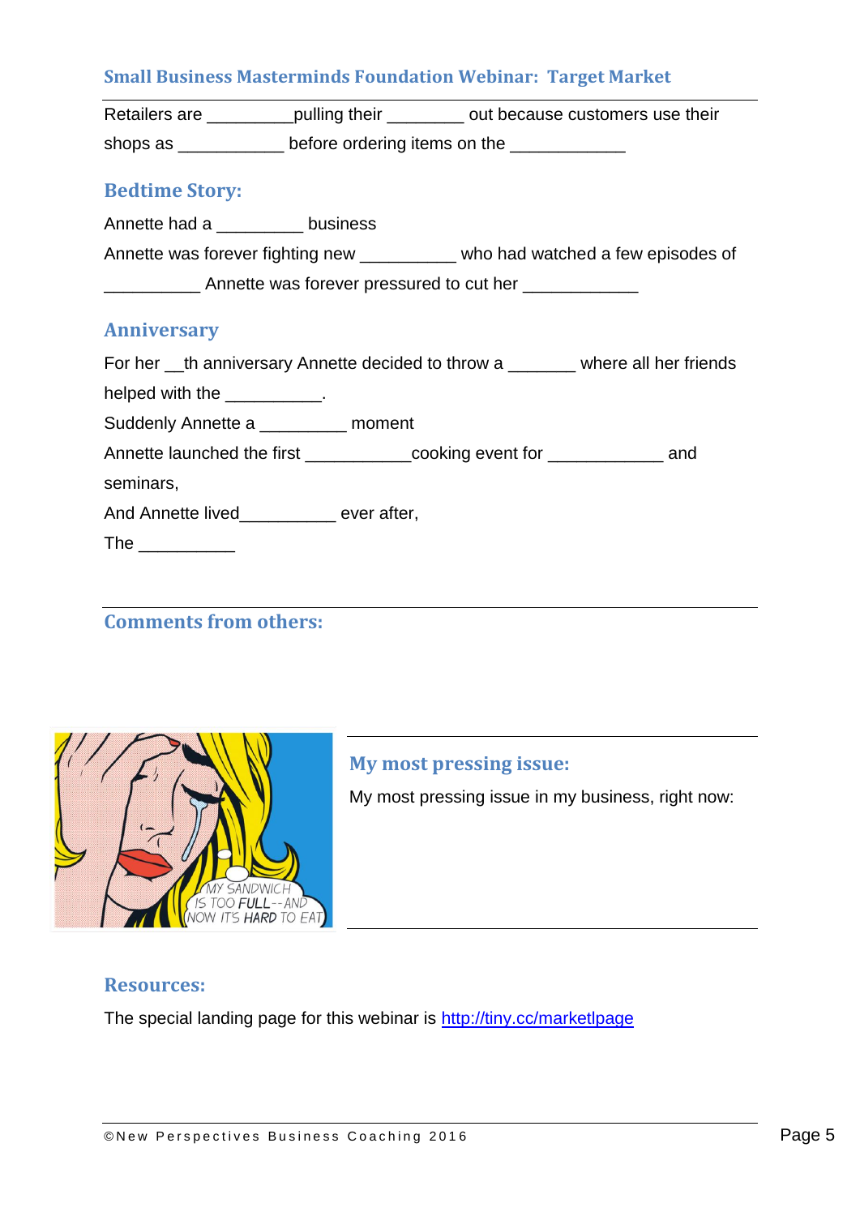## Small Business Masterminds Foundation Webinar: Target Market

Retailers are _________pulling their ________ out because customers use their shops as ___________ before ordering items on the ____________

## Bedtime Story:

Annette had a _________ business

Annette was forever fighting new __________ who had watched a few episodes of __________ Annette was forever pressured to cut her ____________

## Anniversary

For her __th anniversary Annette decided to throw a _______ where all her friends helped with the __________.

Suddenly Annette a _________ moment

Annette launched the first ___________cooking event for ____________ and seminars,

And Annette lived__________ ever after,

The __________

## Comments from others:

## My most pressing issue:

My most pressing issue in my business, right now:

## Resources:

The special landing page for this webinar is [http://tiny.cc/marketlpage](http://tiny.cc/marketlpage)

©New Perspectives Business Coaching 2016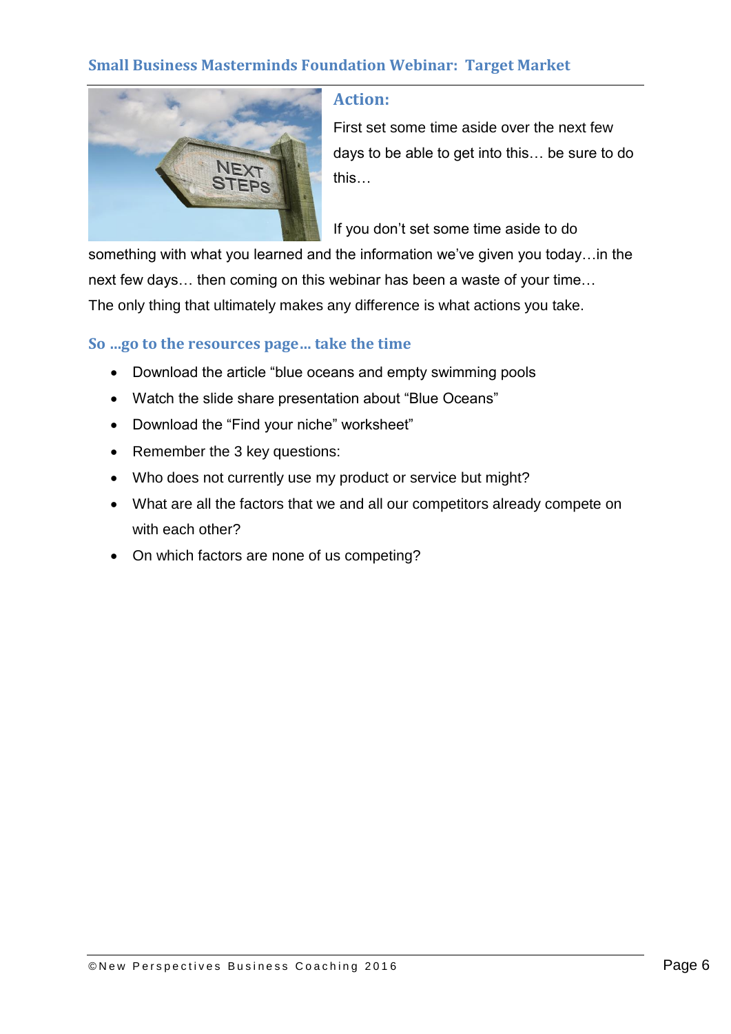## Action:

First set some time aside over the next few days to be able to get into this… be sure to do this…

If you don't set some time aside to do something with what you learned and the information we've given you today…in the next few days… then coming on this webinar has been a waste of your time… The only thing that ultimately makes any difference is what actions you take.

## So …go to the resources page… take the time

- Download the article "blue oceans and empty swimming pools
- Watch the slide share presentation about "Blue Oceans"
- Download the "Find your niche" worksheet"
- Remember the 3 key questions:
- Who does not currently use my product or service but might?
- What are all the factors that we and all our competitors already compete on with each other?
- On which factors are none of us competing?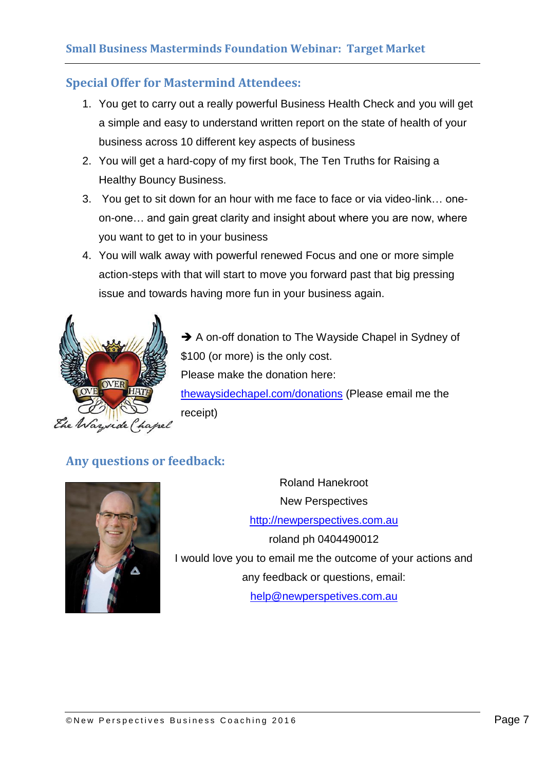## Special Offer for Mastermind Attendees:

1. You get to carry out a really powerful Business Health Check and you will get a simple and easy to understand written report on the state of health of your business across 10 different key aspects of business
2. You will get a hard-copy of my first book, The Ten Truths for Raising a Healthy Bouncy Business.
3. You get to sit down for an hour with me face to face or via video-link… one-on-one… and gain great clarity and insight about where you are now, where you want to get to in your business
4. You will walk away with powerful renewed Focus and one or more simple action-steps with that will start to move you forward past that big pressing issue and towards having more fun in your business again.

➔ A on-off donation to The Wayside Chapel in Sydney of $100 (or more) is the only cost.
Please make the donation here:
thewaysidechapel.com/donations (Please email me the receipt)

## Any questions or feedback:

Roland Hanekroot
New Perspectives
http://newperspectives.com.au
roland ph 0404490012
I would love you to email me the outcome of your actions and any feedback or questions, email:
help@newperspetives.com.au